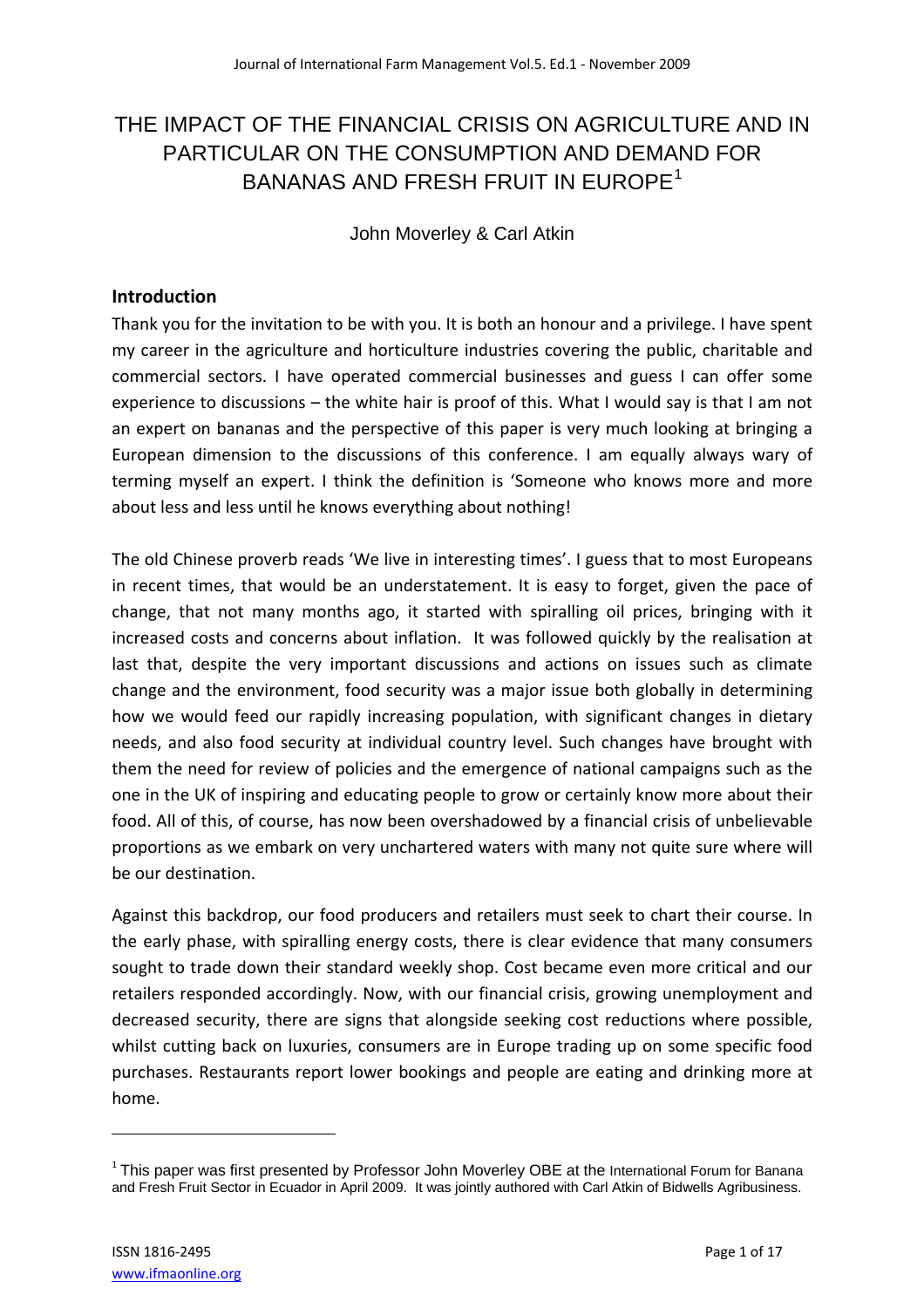# THE IMPACT OF THE FINANCIAL CRISIS ON AGRICULTURE AND IN PARTICULAR ON THE CONSUMPTION AND DEMAND FOR BANANAS AND FRESH FRUIT IN EUROPE[1]

John Moverley & Carl Atkin

## Introduction

Thank you for the invitation to be with you. It is both an honour and a privilege. I have spent my career in the agriculture and horticulture industries covering the public, charitable and commercial sectors. I have operated commercial businesses and guess I can offer some experience to discussions – the white hair is proof of this. What I would say is that I am not an expert on bananas and the perspective of this paper is very much looking at bringing a European dimension to the discussions of this conference. I am equally always wary of terming myself an expert. I think the definition is 'Someone who knows more and more about less and less until he knows everything about nothing!

The old Chinese proverb reads 'We live in interesting times'. I guess that to most Europeans in recent times, that would be an understatement. It is easy to forget, given the pace of change, that not many months ago, it started with spiralling oil prices, bringing with it increased costs and concerns about inflation. It was followed quickly by the realisation at last that, despite the very important discussions and actions on issues such as climate change and the environment, food security was a major issue both globally in determining how we would feed our rapidly increasing population, with significant changes in dietary needs, and also food security at individual country level. Such changes have brought with them the need for review of policies and the emergence of national campaigns such as the one in the UK of inspiring and educating people to grow or certainly know more about their food. All of this, of course, has now been overshadowed by a financial crisis of unbelievable proportions as we embark on very unchartered waters with many not quite sure where will be our destination.

Against this backdrop, our food producers and retailers must seek to chart their course. In the early phase, with spiralling energy costs, there is clear evidence that many consumers sought to trade down their standard weekly shop. Cost became even more critical and our retailers responded accordingly. Now, with our financial crisis, growing unemployment and decreased security, there are signs that alongside seeking cost reductions where possible, whilst cutting back on luxuries, consumers are in Europe trading up on some specific food purchases. Restaurants report lower bookings and people are eating and drinking more at home.

---

[1] This paper was first presented by Professor John Moverley OBE at the International Forum for Banana and Fresh Fruit Sector in Ecuador in April 2009. It was jointly authored with Carl Atkin of Bidwells Agribusiness.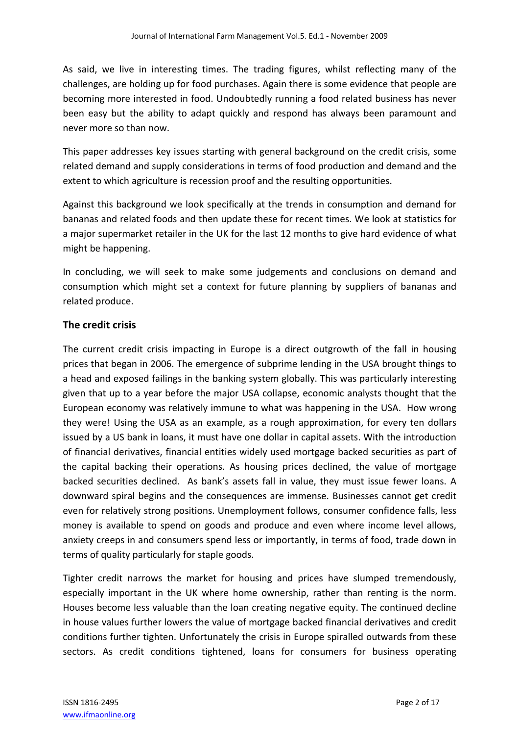As said, we live in interesting times. The trading figures, whilst reflecting many of the challenges, are holding up for food purchases. Again there is some evidence that people are becoming more interested in food. Undoubtedly running a food related business has never been easy but the ability to adapt quickly and respond has always been paramount and never more so than now.

This paper addresses key issues starting with general background on the credit crisis, some related demand and supply considerations in terms of food production and demand and the extent to which agriculture is recession proof and the resulting opportunities.

Against this background we look specifically at the trends in consumption and demand for bananas and related foods and then update these for recent times. We look at statistics for a major supermarket retailer in the UK for the last 12 months to give hard evidence of what might be happening.

In concluding, we will seek to make some judgements and conclusions on demand and consumption which might set a context for future planning by suppliers of bananas and related produce.

## The credit crisis

The current credit crisis impacting in Europe is a direct outgrowth of the fall in housing prices that began in 2006. The emergence of subprime lending in the USA brought things to a head and exposed failings in the banking system globally. This was particularly interesting given that up to a year before the major USA collapse, economic analysts thought that the European economy was relatively immune to what was happening in the USA. How wrong they were! Using the USA as an example, as a rough approximation, for every ten dollars issued by a US bank in loans, it must have one dollar in capital assets. With the introduction of financial derivatives, financial entities widely used mortgage backed securities as part of the capital backing their operations. As housing prices declined, the value of mortgage backed securities declined. As bank's assets fall in value, they must issue fewer loans. A downward spiral begins and the consequences are immense. Businesses cannot get credit even for relatively strong positions. Unemployment follows, consumer confidence falls, less money is available to spend on goods and produce and even where income level allows, anxiety creeps in and consumers spend less or importantly, in terms of food, trade down in terms of quality particularly for staple goods.

Tighter credit narrows the market for housing and prices have slumped tremendously, especially important in the UK where home ownership, rather than renting is the norm. Houses become less valuable than the loan creating negative equity. The continued decline in house values further lowers the value of mortgage backed financial derivatives and credit conditions further tighten. Unfortunately the crisis in Europe spiralled outwards from these sectors. As credit conditions tightened, loans for consumers for business operating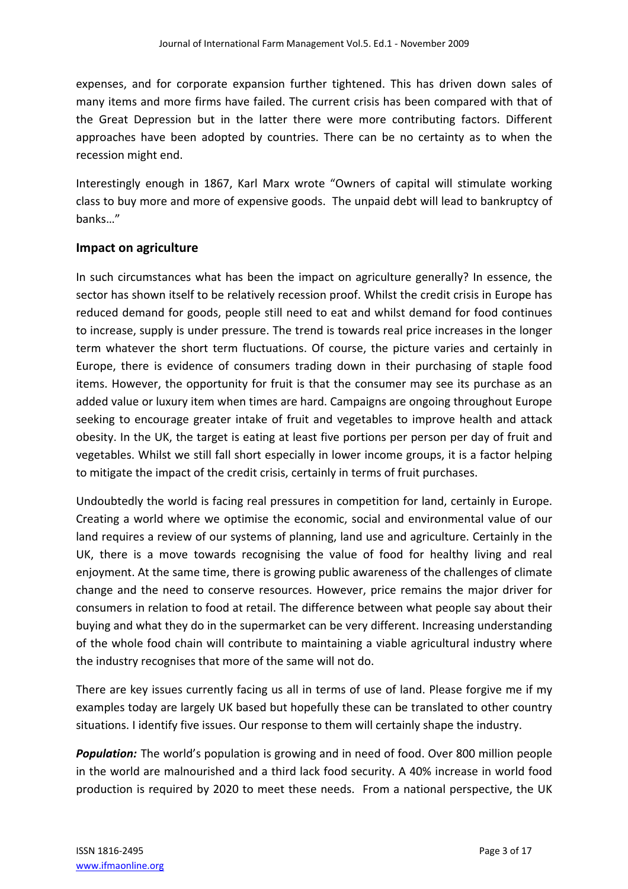expenses, and for corporate expansion further tightened. This has driven down sales of many items and more firms have failed. The current crisis has been compared with that of the Great Depression but in the latter there were more contributing factors. Different approaches have been adopted by countries. There can be no certainty as to when the recession might end.

Interestingly enough in 1867, Karl Marx wrote "Owners of capital will stimulate working class to buy more and more of expensive goods. The unpaid debt will lead to bankruptcy of banks…"

## Impact on agriculture

In such circumstances what has been the impact on agriculture generally? In essence, the sector has shown itself to be relatively recession proof. Whilst the credit crisis in Europe has reduced demand for goods, people still need to eat and whilst demand for food continues to increase, supply is under pressure. The trend is towards real price increases in the longer term whatever the short term fluctuations. Of course, the picture varies and certainly in Europe, there is evidence of consumers trading down in their purchasing of staple food items. However, the opportunity for fruit is that the consumer may see its purchase as an added value or luxury item when times are hard. Campaigns are ongoing throughout Europe seeking to encourage greater intake of fruit and vegetables to improve health and attack obesity. In the UK, the target is eating at least five portions per person per day of fruit and vegetables. Whilst we still fall short especially in lower income groups, it is a factor helping to mitigate the impact of the credit crisis, certainly in terms of fruit purchases.

Undoubtedly the world is facing real pressures in competition for land, certainly in Europe. Creating a world where we optimise the economic, social and environmental value of our land requires a review of our systems of planning, land use and agriculture. Certainly in the UK, there is a move towards recognising the value of food for healthy living and real enjoyment. At the same time, there is growing public awareness of the challenges of climate change and the need to conserve resources. However, price remains the major driver for consumers in relation to food at retail. The difference between what people say about their buying and what they do in the supermarket can be very different. Increasing understanding of the whole food chain will contribute to maintaining a viable agricultural industry where the industry recognises that more of the same will not do.

There are key issues currently facing us all in terms of use of land. Please forgive me if my examples today are largely UK based but hopefully these can be translated to other country situations. I identify five issues. Our response to them will certainly shape the industry.

***Population:*** The world's population is growing and in need of food. Over 800 million people in the world are malnourished and a third lack food security. A 40% increase in world food production is required by 2020 to meet these needs. From a national perspective, the UK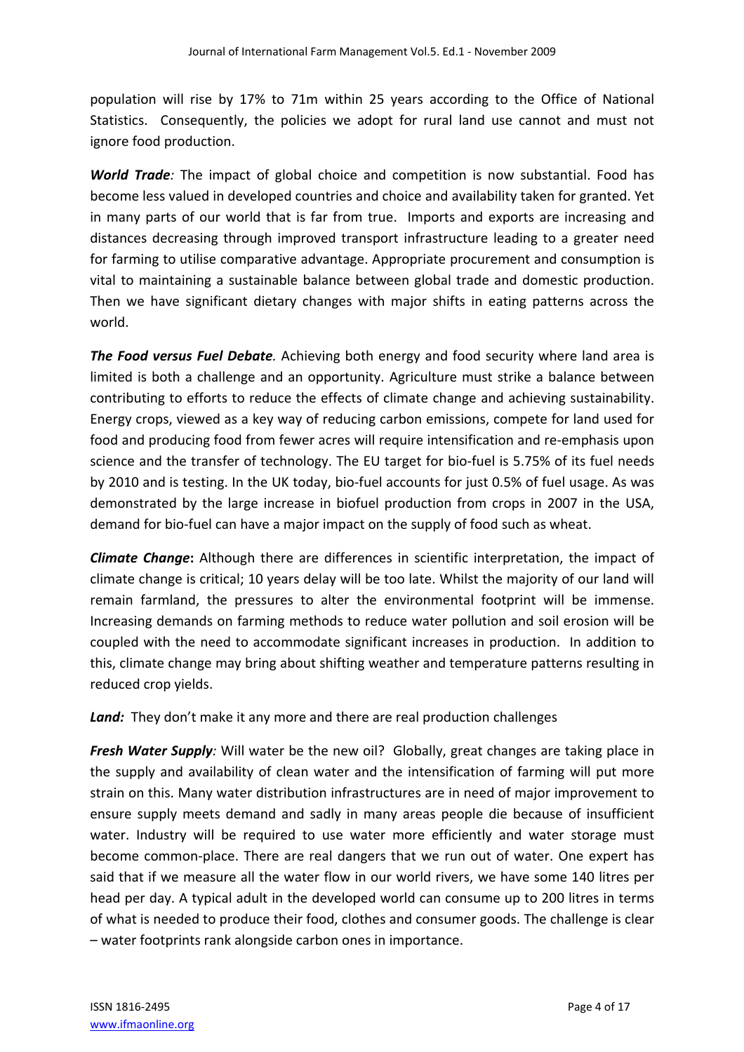population will rise by 17% to 71m within 25 years according to the Office of National Statistics. Consequently, the policies we adopt for rural land use cannot and must not ignore food production.

***World Trade**:* The impact of global choice and competition is now substantial. Food has become less valued in developed countries and choice and availability taken for granted. Yet in many parts of our world that is far from true. Imports and exports are increasing and distances decreasing through improved transport infrastructure leading to a greater need for farming to utilise comparative advantage. Appropriate procurement and consumption is vital to maintaining a sustainable balance between global trade and domestic production. Then we have significant dietary changes with major shifts in eating patterns across the world.

***The Food versus Fuel Debate**.* Achieving both energy and food security where land area is limited is both a challenge and an opportunity. Agriculture must strike a balance between contributing to efforts to reduce the effects of climate change and achieving sustainability. Energy crops, viewed as a key way of reducing carbon emissions, compete for land used for food and producing food from fewer acres will require intensification and re-emphasis upon science and the transfer of technology. The EU target for bio-fuel is 5.75% of its fuel needs by 2010 and is testing. In the UK today, bio-fuel accounts for just 0.5% of fuel usage. As was demonstrated by the large increase in biofuel production from crops in 2007 in the USA, demand for bio-fuel can have a major impact on the supply of food such as wheat.

***Climate Change*:** Although there are differences in scientific interpretation, the impact of climate change is critical; 10 years delay will be too late. Whilst the majority of our land will remain farmland, the pressures to alter the environmental footprint will be immense. Increasing demands on farming methods to reduce water pollution and soil erosion will be coupled with the need to accommodate significant increases in production. In addition to this, climate change may bring about shifting weather and temperature patterns resulting in reduced crop yields.

***Land:*** They don't make it any more and there are real production challenges

***Fresh Water Supply**:* Will water be the new oil? Globally, great changes are taking place in the supply and availability of clean water and the intensification of farming will put more strain on this. Many water distribution infrastructures are in need of major improvement to ensure supply meets demand and sadly in many areas people die because of insufficient water. Industry will be required to use water more efficiently and water storage must become common-place. There are real dangers that we run out of water. One expert has said that if we measure all the water flow in our world rivers, we have some 140 litres per head per day. A typical adult in the developed world can consume up to 200 litres in terms of what is needed to produce their food, clothes and consumer goods. The challenge is clear – water footprints rank alongside carbon ones in importance.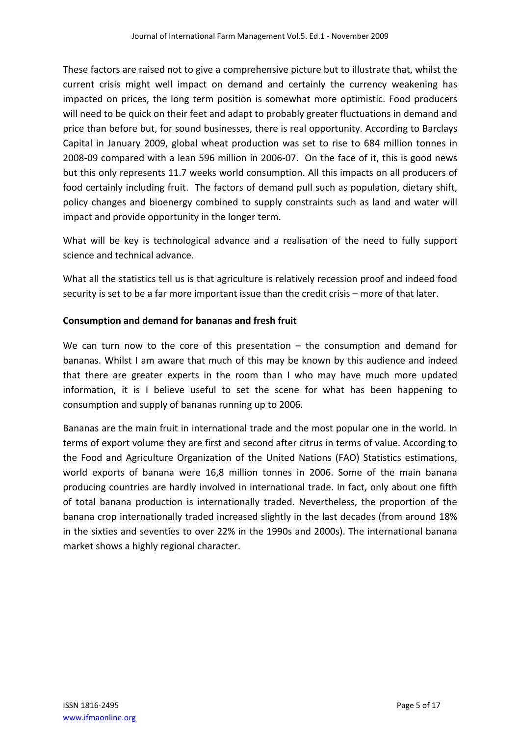These factors are raised not to give a comprehensive picture but to illustrate that, whilst the current crisis might well impact on demand and certainly the currency weakening has impacted on prices, the long term position is somewhat more optimistic. Food producers will need to be quick on their feet and adapt to probably greater fluctuations in demand and price than before but, for sound businesses, there is real opportunity. According to Barclays Capital in January 2009, global wheat production was set to rise to 684 million tonnes in 2008-09 compared with a lean 596 million in 2006-07. On the face of it, this is good news but this only represents 11.7 weeks world consumption. All this impacts on all producers of food certainly including fruit. The factors of demand pull such as population, dietary shift, policy changes and bioenergy combined to supply constraints such as land and water will impact and provide opportunity in the longer term.

What will be key is technological advance and a realisation of the need to fully support science and technical advance.

What all the statistics tell us is that agriculture is relatively recession proof and indeed food security is set to be a far more important issue than the credit crisis – more of that later.

**Consumption and demand for bananas and fresh fruit**

We can turn now to the core of this presentation – the consumption and demand for bananas. Whilst I am aware that much of this may be known by this audience and indeed that there are greater experts in the room than I who may have much more updated information, it is I believe useful to set the scene for what has been happening to consumption and supply of bananas running up to 2006.

Bananas are the main fruit in international trade and the most popular one in the world. In terms of export volume they are first and second after citrus in terms of value. According to the Food and Agriculture Organization of the United Nations (FAO) Statistics estimations, world exports of banana were 16,8 million tonnes in 2006. Some of the main banana producing countries are hardly involved in international trade. In fact, only about one fifth of total banana production is internationally traded. Nevertheless, the proportion of the banana crop internationally traded increased slightly in the last decades (from around 18% in the sixties and seventies to over 22% in the 1990s and 2000s). The international banana market shows a highly regional character.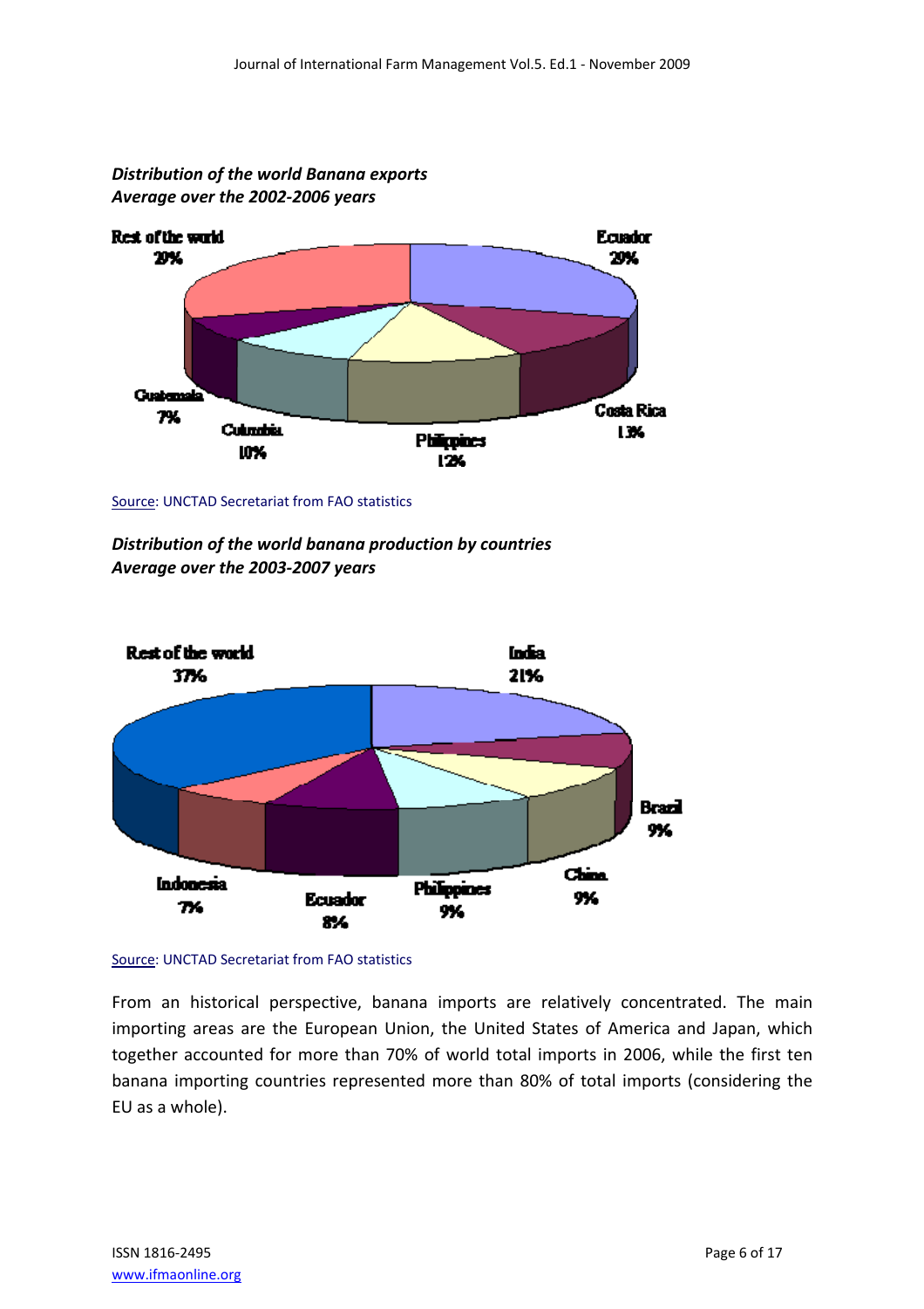***Distribution of the world Banana exports***
***Average over the 2002-2006 years***

Rest of the world 29%

Ecuador 29%

Costa Rica 13%

Philippines 12%

Colombia 10%

Guatemala 7%

Source: UNCTAD Secretariat from FAO statistics

***Distribution of the world banana production by countries***
***Average over the 2003-2007 years***

Rest of the world 37%

India 21%

Brazil 9%

China 9%

Philippines 9%

Ecuador 8%

Indonesia 7%

Source: UNCTAD Secretariat from FAO statistics

From an historical perspective, banana imports are relatively concentrated. The main importing areas are the European Union, the United States of America and Japan, which together accounted for more than 70% of world total imports in 2006, while the first ten banana importing countries represented more than 80% of total imports (considering the EU as a whole).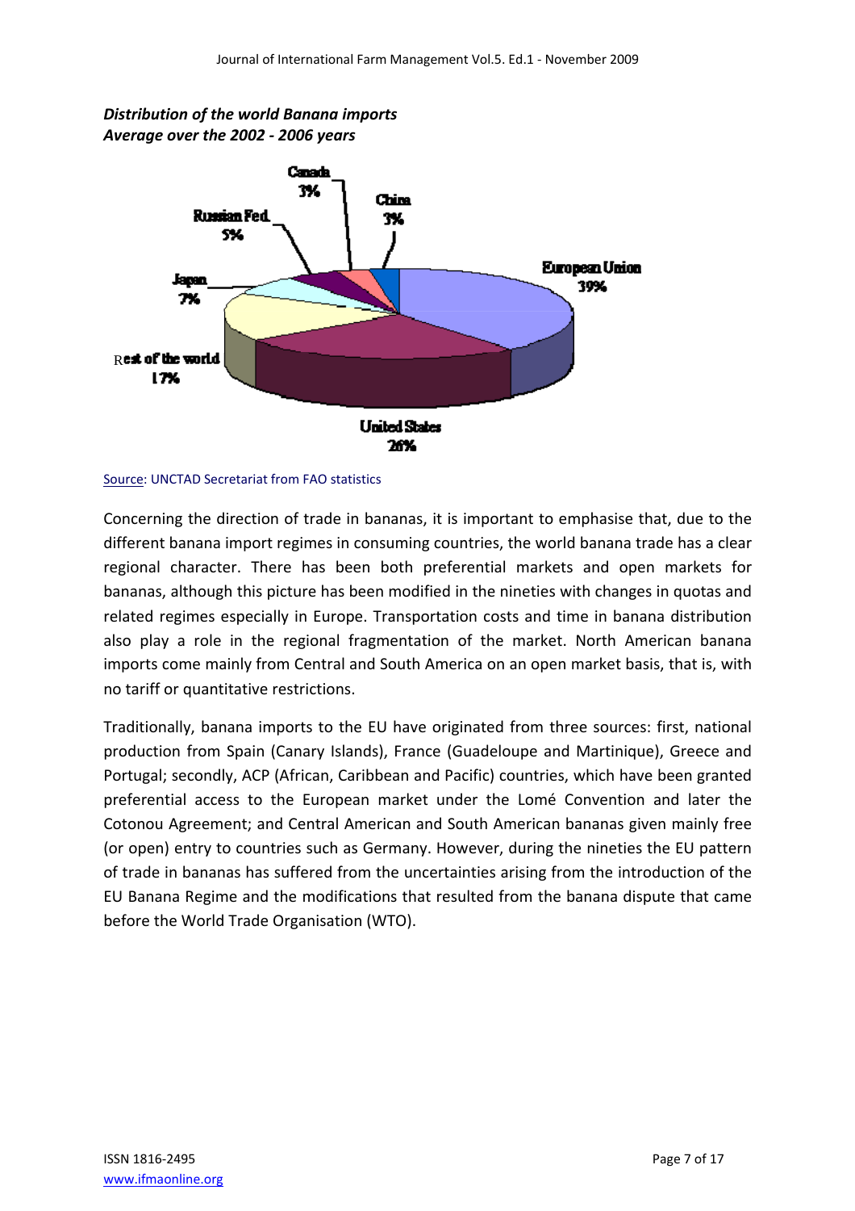***Distribution of the world Banana imports***
***Average over the 2002 - 2006 years***

Canada 3%

China 3%

Russian Fed. 5%

European Union 39%

Japan 7%

Rest of the world 17%

United States 26%

Source: UNCTAD Secretariat from FAO statistics

Concerning the direction of trade in bananas, it is important to emphasise that, due to the different banana import regimes in consuming countries, the world banana trade has a clear regional character. There has been both preferential markets and open markets for bananas, although this picture has been modified in the nineties with changes in quotas and related regimes especially in Europe. Transportation costs and time in banana distribution also play a role in the regional fragmentation of the market. North American banana imports come mainly from Central and South America on an open market basis, that is, with no tariff or quantitative restrictions.

Traditionally, banana imports to the EU have originated from three sources: first, national production from Spain (Canary Islands), France (Guadeloupe and Martinique), Greece and Portugal; secondly, ACP (African, Caribbean and Pacific) countries, which have been granted preferential access to the European market under the Lomé Convention and later the Cotonou Agreement; and Central American and South American bananas given mainly free (or open) entry to countries such as Germany. However, during the nineties the EU pattern of trade in bananas has suffered from the uncertainties arising from the introduction of the EU Banana Regime and the modifications that resulted from the banana dispute that came before the World Trade Organisation (WTO).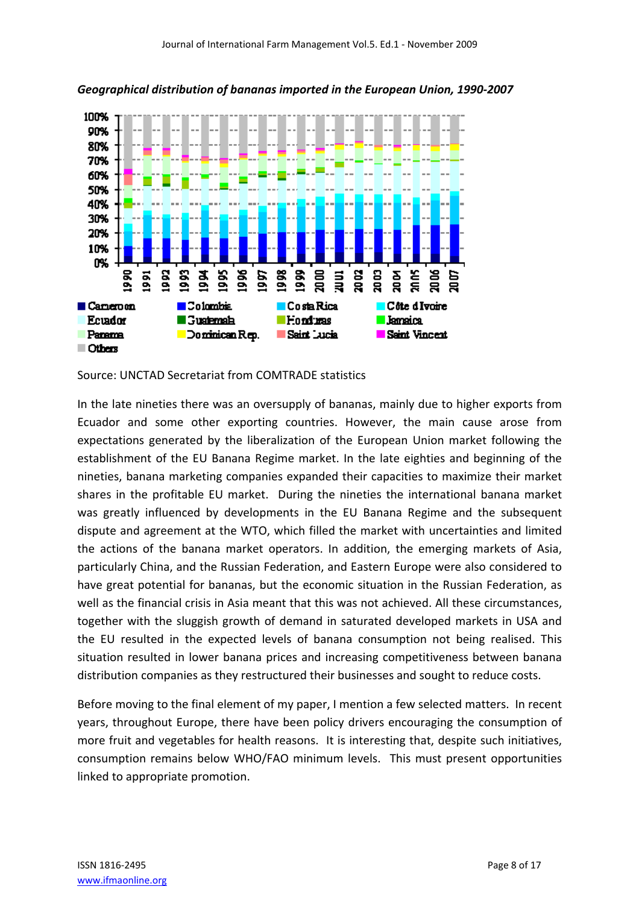***Geographical distribution of bananas imported in the European Union, 1990-2007***

Source: UNCTAD Secretariat from COMTRADE statistics

In the late nineties there was an oversupply of bananas, mainly due to higher exports from Ecuador and some other exporting countries. However, the main cause arose from expectations generated by the liberalization of the European Union market following the establishment of the EU Banana Regime market. In the late eighties and beginning of the nineties, banana marketing companies expanded their capacities to maximize their market shares in the profitable EU market. During the nineties the international banana market was greatly influenced by developments in the EU Banana Regime and the subsequent dispute and agreement at the WTO, which filled the market with uncertainties and limited the actions of the banana market operators. In addition, the emerging markets of Asia, particularly China, and the Russian Federation, and Eastern Europe were also considered to have great potential for bananas, but the economic situation in the Russian Federation, as well as the financial crisis in Asia meant that this was not achieved. All these circumstances, together with the sluggish growth of demand in saturated developed markets in USA and the EU resulted in the expected levels of banana consumption not being realised. This situation resulted in lower banana prices and increasing competitiveness between banana distribution companies as they restructured their businesses and sought to reduce costs.

Before moving to the final element of my paper, I mention a few selected matters. In recent years, throughout Europe, there have been policy drivers encouraging the consumption of more fruit and vegetables for health reasons. It is interesting that, despite such initiatives, consumption remains below WHO/FAO minimum levels. This must present opportunities linked to appropriate promotion.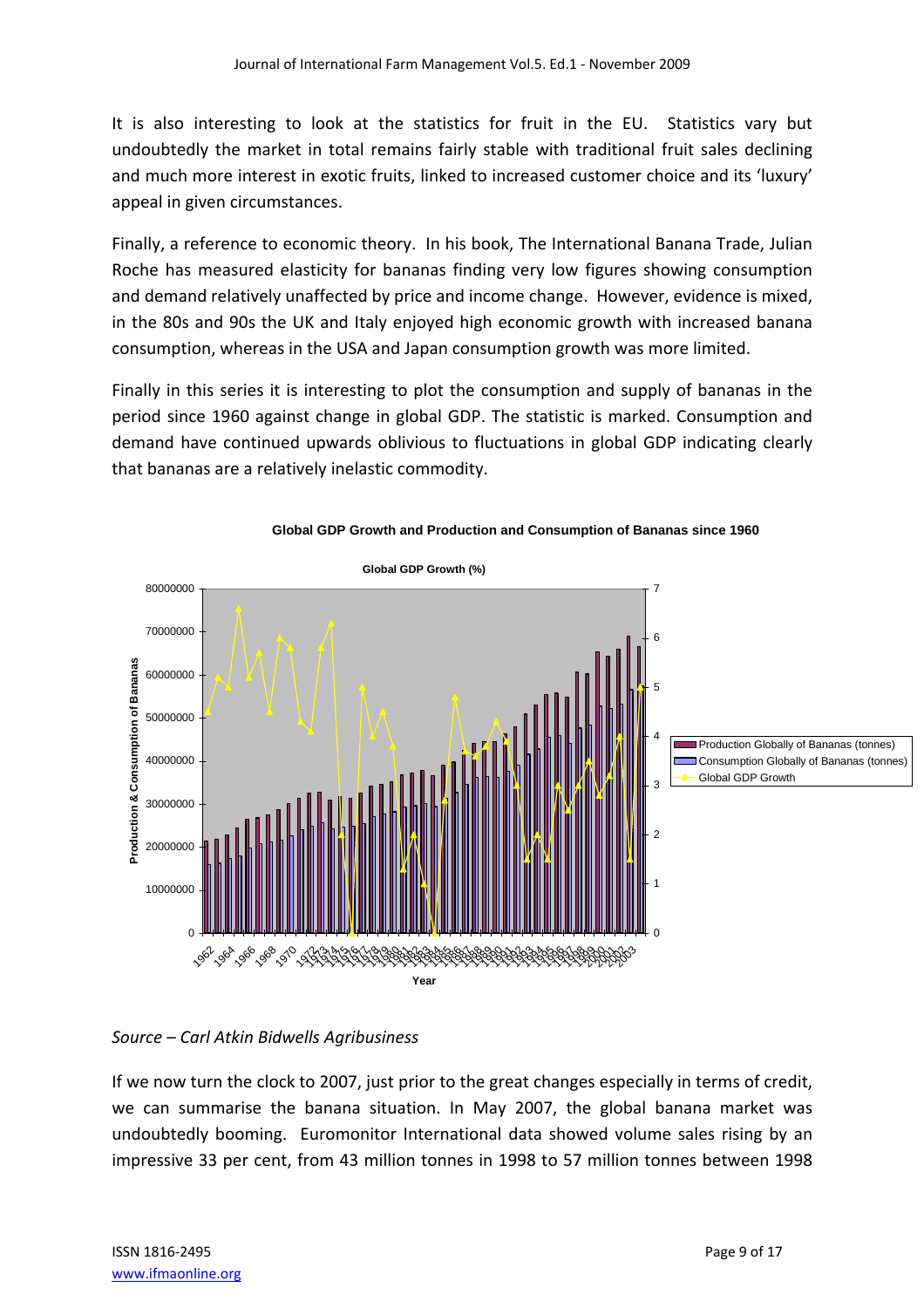It is also interesting to look at the statistics for fruit in the EU. Statistics vary but undoubtedly the market in total remains fairly stable with traditional fruit sales declining and much more interest in exotic fruits, linked to increased customer choice and its 'luxury' appeal in given circumstances.

Finally, a reference to economic theory. In his book, The International Banana Trade, Julian Roche has measured elasticity for bananas finding very low figures showing consumption and demand relatively unaffected by price and income change. However, evidence is mixed, in the 80s and 90s the UK and Italy enjoyed high economic growth with increased banana consumption, whereas in the USA and Japan consumption growth was more limited.

Finally in this series it is interesting to plot the consumption and supply of bananas in the period since 1960 against change in global GDP. The statistic is marked. Consumption and demand have continued upwards oblivious to fluctuations in global GDP indicating clearly that bananas are a relatively inelastic commodity.

**Global GDP Growth and Production and Consumption of Bananas since 1960**

*Source – Carl Atkin Bidwells Agribusiness*

If we now turn the clock to 2007, just prior to the great changes especially in terms of credit, we can summarise the banana situation. In May 2007, the global banana market was undoubtedly booming. Euromonitor International data showed volume sales rising by an impressive 33 per cent, from 43 million tonnes in 1998 to 57 million tonnes between 1998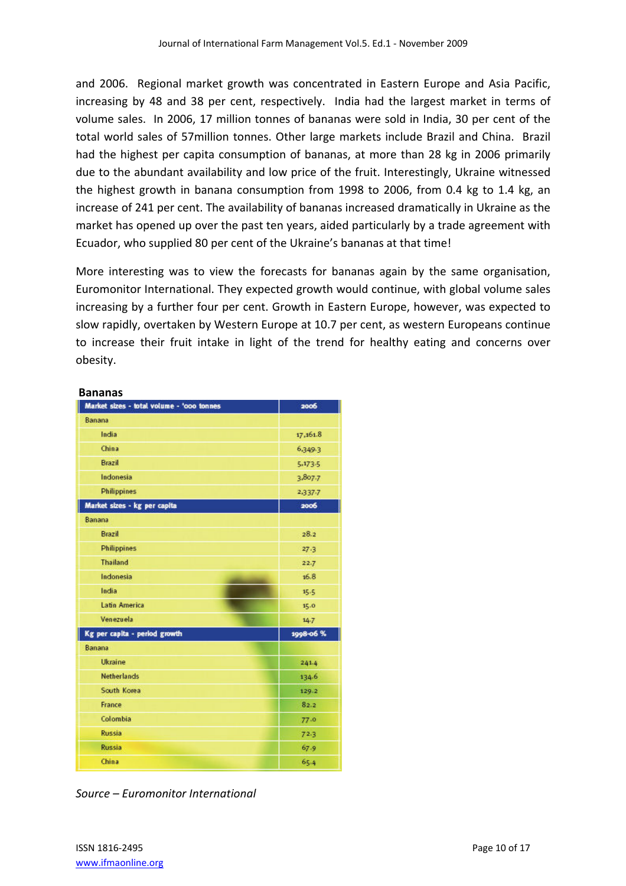and 2006. Regional market growth was concentrated in Eastern Europe and Asia Pacific, increasing by 48 and 38 per cent, respectively. India had the largest market in terms of volume sales. In 2006, 17 million tonnes of bananas were sold in India, 30 per cent of the total world sales of 57million tonnes. Other large markets include Brazil and China. Brazil had the highest per capita consumption of bananas, at more than 28 kg in 2006 primarily due to the abundant availability and low price of the fruit. Interestingly, Ukraine witnessed the highest growth in banana consumption from 1998 to 2006, from 0.4 kg to 1.4 kg, an increase of 241 per cent. The availability of bananas increased dramatically in Ukraine as the market has opened up over the past ten years, aided particularly by a trade agreement with Ecuador, who supplied 80 per cent of the Ukraine's bananas at that time!

More interesting was to view the forecasts for bananas again by the same organisation, Euromonitor International. They expected growth would continue, with global volume sales increasing by a further four per cent. Growth in Eastern Europe, however, was expected to slow rapidly, overtaken by Western Europe at 10.7 per cent, as western Europeans continue to increase their fruit intake in light of the trend for healthy eating and concerns over obesity.

**Bananas**

| Market sizes - total volume - '000 tonnes | 2006 |
|---|---|
| Banana | |
| India | 17,161.8 |
| China | 6,349.3 |
| Brazil | 5,173.5 |
| Indonesia | 3,807.7 |
| Philippines | 2,337.7 |
| **Market sizes - kg per capita** | **2006** |
| Banana | |
| Brazil | 28.2 |
| Philippines | 27.3 |
| Thailand | 22.7 |
| Indonesia | 16.8 |
| India | 15.5 |
| Latin America | 15.0 |
| Venezuela | 14.7 |
| **Kg per capita - period growth** | **1998-06 %** |
| Banana | |
| Ukraine | 241.4 |
| Netherlands | 134.6 |
| South Korea | 129.2 |
| France | 82.2 |
| Colombia | 77.0 |
| Russia | 72.3 |
| Russia | 67.9 |
| China | 65.4 |

*Source – Euromonitor International*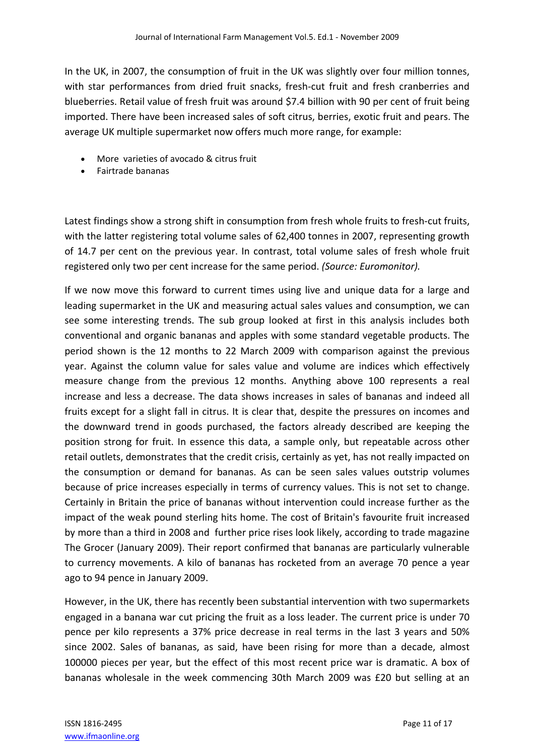In the UK, in 2007, the consumption of fruit in the UK was slightly over four million tonnes, with star performances from dried fruit snacks, fresh-cut fruit and fresh cranberries and blueberries. Retail value of fresh fruit was around $7.4 billion with 90 per cent of fruit being imported. There have been increased sales of soft citrus, berries, exotic fruit and pears. The average UK multiple supermarket now offers much more range, for example:

- More varieties of avocado & citrus fruit
- Fairtrade bananas

Latest findings show a strong shift in consumption from fresh whole fruits to fresh-cut fruits, with the latter registering total volume sales of 62,400 tonnes in 2007, representing growth of 14.7 per cent on the previous year. In contrast, total volume sales of fresh whole fruit registered only two per cent increase for the same period. *(Source: Euromonitor).*

If we now move this forward to current times using live and unique data for a large and leading supermarket in the UK and measuring actual sales values and consumption, we can see some interesting trends. The sub group looked at first in this analysis includes both conventional and organic bananas and apples with some standard vegetable products. The period shown is the 12 months to 22 March 2009 with comparison against the previous year. Against the column value for sales value and volume are indices which effectively measure change from the previous 12 months. Anything above 100 represents a real increase and less a decrease. The data shows increases in sales of bananas and indeed all fruits except for a slight fall in citrus. It is clear that, despite the pressures on incomes and the downward trend in goods purchased, the factors already described are keeping the position strong for fruit. In essence this data, a sample only, but repeatable across other retail outlets, demonstrates that the credit crisis, certainly as yet, has not really impacted on the consumption or demand for bananas. As can be seen sales values outstrip volumes because of price increases especially in terms of currency values. This is not set to change. Certainly in Britain the price of bananas without intervention could increase further as the impact of the weak pound sterling hits home. The cost of Britain's favourite fruit increased by more than a third in 2008 and further price rises look likely, according to trade magazine The Grocer (January 2009). Their report confirmed that bananas are particularly vulnerable to currency movements. A kilo of bananas has rocketed from an average 70 pence a year ago to 94 pence in January 2009.

However, in the UK, there has recently been substantial intervention with two supermarkets engaged in a banana war cut pricing the fruit as a loss leader. The current price is under 70 pence per kilo represents a 37% price decrease in real terms in the last 3 years and 50% since 2002. Sales of bananas, as said, have been rising for more than a decade, almost 100000 pieces per year, but the effect of this most recent price war is dramatic. A box of bananas wholesale in the week commencing 30th March 2009 was £20 but selling at an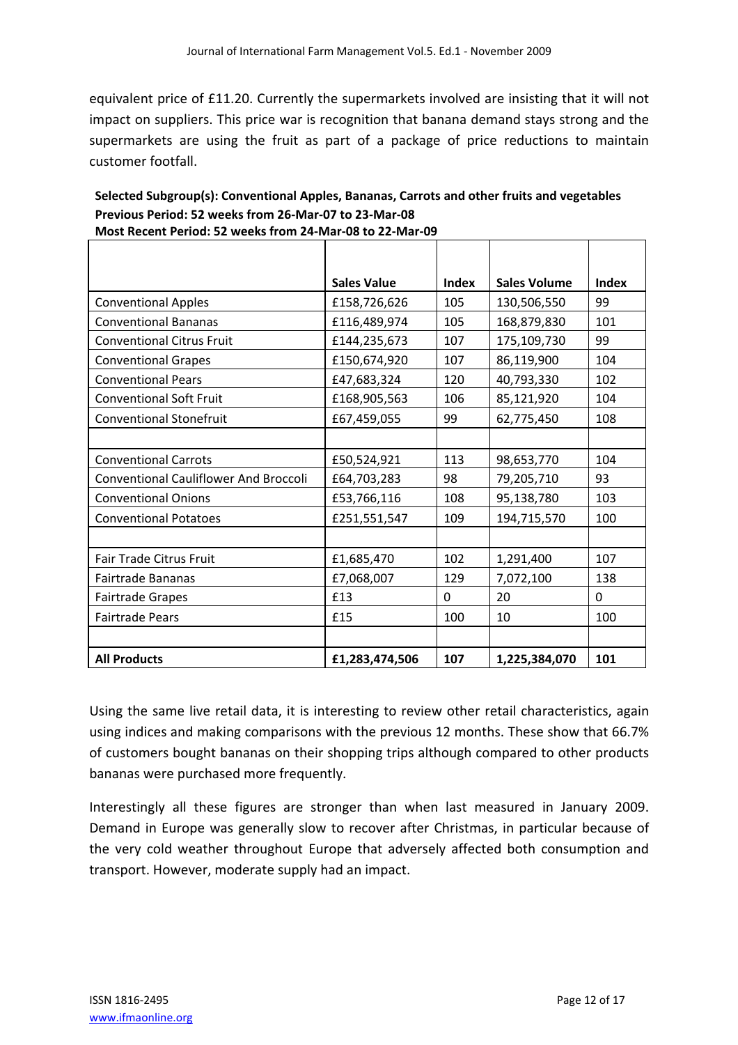equivalent price of £11.20. Currently the supermarkets involved are insisting that it will not impact on suppliers. This price war is recognition that banana demand stays strong and the supermarkets are using the fruit as part of a package of price reductions to maintain customer footfall.

**Selected Subgroup(s): Conventional Apples, Bananas, Carrots and other fruits and vegetables**
**Previous Period: 52 weeks from 26-Mar-07 to 23-Mar-08**
**Most Recent Period: 52 weeks from 24-Mar-08 to 22-Mar-09**

| | Sales Value | Index | Sales Volume | Index |
|---|---|---|---|---|
| Conventional Apples | £158,726,626 | 105 | 130,506,550 | 99 |
| Conventional Bananas | £116,489,974 | 105 | 168,879,830 | 101 |
| Conventional Citrus Fruit | £144,235,673 | 107 | 175,109,730 | 99 |
| Conventional Grapes | £150,674,920 | 107 | 86,119,900 | 104 |
| Conventional Pears | £47,683,324 | 120 | 40,793,330 | 102 |
| Conventional Soft Fruit | £168,905,563 | 106 | 85,121,920 | 104 |
| Conventional Stonefruit | £67,459,055 | 99 | 62,775,450 | 108 |
| | | | | |
| Conventional Carrots | £50,524,921 | 113 | 98,653,770 | 104 |
| Conventional Cauliflower And Broccoli | £64,703,283 | 98 | 79,205,710 | 93 |
| Conventional Onions | £53,766,116 | 108 | 95,138,780 | 103 |
| Conventional Potatoes | £251,551,547 | 109 | 194,715,570 | 100 |
| | | | | |
| Fair Trade Citrus Fruit | £1,685,470 | 102 | 1,291,400 | 107 |
| Fairtrade Bananas | £7,068,007 | 129 | 7,072,100 | 138 |
| Fairtrade Grapes | £13 | 0 | 20 | 0 |
| Fairtrade Pears | £15 | 100 | 10 | 100 |
| | | | | |
| **All Products** | **£1,283,474,506** | **107** | **1,225,384,070** | **101** |

Using the same live retail data, it is interesting to review other retail characteristics, again using indices and making comparisons with the previous 12 months. These show that 66.7% of customers bought bananas on their shopping trips although compared to other products bananas were purchased more frequently.

Interestingly all these figures are stronger than when last measured in January 2009. Demand in Europe was generally slow to recover after Christmas, in particular because of the very cold weather throughout Europe that adversely affected both consumption and transport. However, moderate supply had an impact.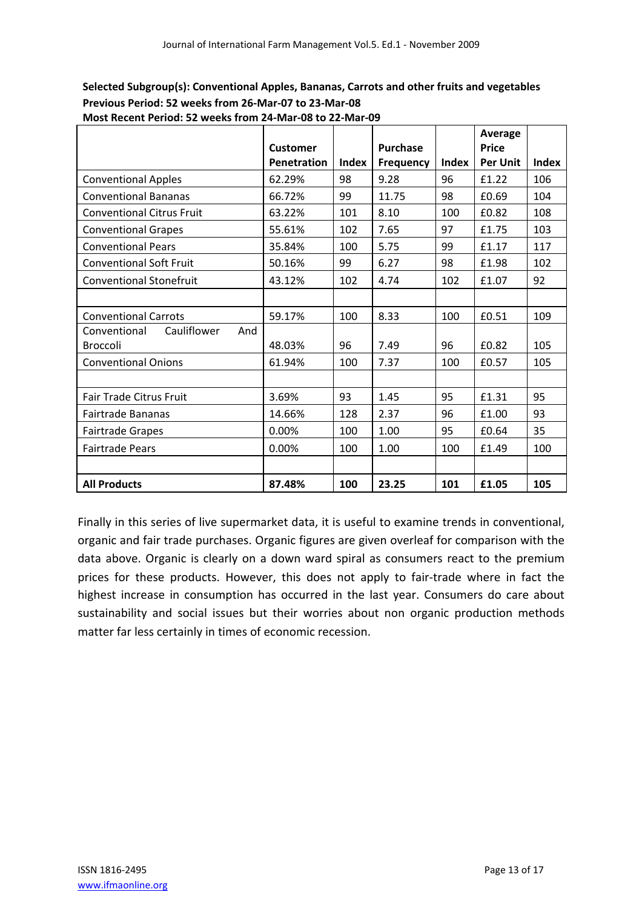**Selected Subgroup(s): Conventional Apples, Bananas, Carrots and other fruits and vegetables**
**Previous Period: 52 weeks from 26-Mar-07 to 23-Mar-08**
**Most Recent Period: 52 weeks from 24-Mar-08 to 22-Mar-09**

| | Customer Penetration | Index | Purchase Frequency | Index | Average Price Per Unit | Index |
|---|---|---|---|---|---|---|
| Conventional Apples | 62.29% | 98 | 9.28 | 96 | £1.22 | 106 |
| Conventional Bananas | 66.72% | 99 | 11.75 | 98 | £0.69 | 104 |
| Conventional Citrus Fruit | 63.22% | 101 | 8.10 | 100 | £0.82 | 108 |
| Conventional Grapes | 55.61% | 102 | 7.65 | 97 | £1.75 | 103 |
| Conventional Pears | 35.84% | 100 | 5.75 | 99 | £1.17 | 117 |
| Conventional Soft Fruit | 50.16% | 99 | 6.27 | 98 | £1.98 | 102 |
| Conventional Stonefruit | 43.12% | 102 | 4.74 | 102 | £1.07 | 92 |
| | | | | | | |
| Conventional Carrots | 59.17% | 100 | 8.33 | 100 | £0.51 | 109 |
| Conventional Cauliflower And Broccoli | 48.03% | 96 | 7.49 | 96 | £0.82 | 105 |
| Conventional Onions | 61.94% | 100 | 7.37 | 100 | £0.57 | 105 |
| | | | | | | |
| Fair Trade Citrus Fruit | 3.69% | 93 | 1.45 | 95 | £1.31 | 95 |
| Fairtrade Bananas | 14.66% | 128 | 2.37 | 96 | £1.00 | 93 |
| Fairtrade Grapes | 0.00% | 100 | 1.00 | 95 | £0.64 | 35 |
| Fairtrade Pears | 0.00% | 100 | 1.00 | 100 | £1.49 | 100 |
| | | | | | | |
| **All Products** | **87.48%** | **100** | **23.25** | **101** | **£1.05** | **105** |

Finally in this series of live supermarket data, it is useful to examine trends in conventional, organic and fair trade purchases. Organic figures are given overleaf for comparison with the data above. Organic is clearly on a down ward spiral as consumers react to the premium prices for these products. However, this does not apply to fair-trade where in fact the highest increase in consumption has occurred in the last year. Consumers do care about sustainability and social issues but their worries about non organic production methods matter far less certainly in times of economic recession.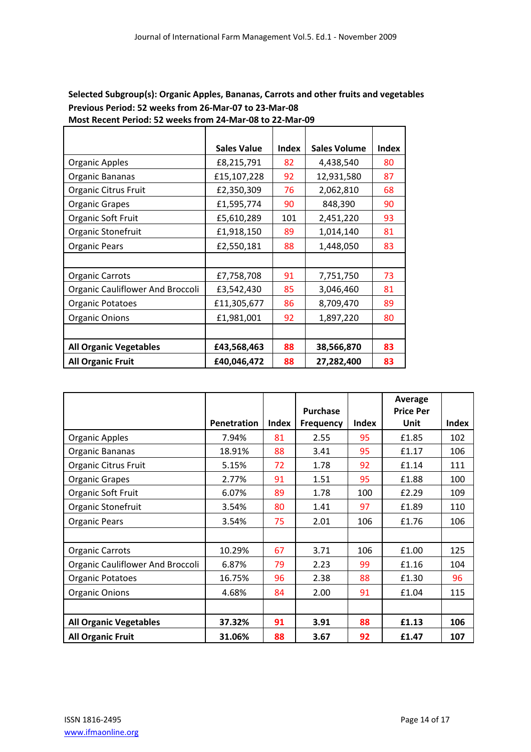**Selected Subgroup(s): Organic Apples, Bananas, Carrots and other fruits and vegetables**
**Previous Period: 52 weeks from 26-Mar-07 to 23-Mar-08**
**Most Recent Period: 52 weeks from 24-Mar-08 to 22-Mar-09**

| | Sales Value | Index | Sales Volume | Index |
|---|---|---|---|---|
| Organic Apples | £8,215,791 | 82 | 4,438,540 | 80 |
| Organic Bananas | £15,107,228 | 92 | 12,931,580 | 87 |
| Organic Citrus Fruit | £2,350,309 | 76 | 2,062,810 | 68 |
| Organic Grapes | £1,595,774 | 90 | 848,390 | 90 |
| Organic Soft Fruit | £5,610,289 | 101 | 2,451,220 | 93 |
| Organic Stonefruit | £1,918,150 | 89 | 1,014,140 | 81 |
| Organic Pears | £2,550,181 | 88 | 1,448,050 | 83 |
| | | | | |
| Organic Carrots | £7,758,708 | 91 | 7,751,750 | 73 |
| Organic Cauliflower And Broccoli | £3,542,430 | 85 | 3,046,460 | 81 |
| Organic Potatoes | £11,305,677 | 86 | 8,709,470 | 89 |
| Organic Onions | £1,981,001 | 92 | 1,897,220 | 80 |
| | | | | |
| **All Organic Vegetables** | **£43,568,463** | **88** | **38,566,870** | **83** |
| **All Organic Fruit** | **£40,046,472** | **88** | **27,282,400** | **83** |

| | Penetration | Index | Purchase Frequency | Index | Average Price Per Unit | Index |
|---|---|---|---|---|---|---|
| Organic Apples | 7.94% | 81 | 2.55 | 95 | £1.85 | 102 |
| Organic Bananas | 18.91% | 88 | 3.41 | 95 | £1.17 | 106 |
| Organic Citrus Fruit | 5.15% | 72 | 1.78 | 92 | £1.14 | 111 |
| Organic Grapes | 2.77% | 91 | 1.51 | 95 | £1.88 | 100 |
| Organic Soft Fruit | 6.07% | 89 | 1.78 | 100 | £2.29 | 109 |
| Organic Stonefruit | 3.54% | 80 | 1.41 | 97 | £1.89 | 110 |
| Organic Pears | 3.54% | 75 | 2.01 | 106 | £1.76 | 106 |
| | | | | | | |
| Organic Carrots | 10.29% | 67 | 3.71 | 106 | £1.00 | 125 |
| Organic Cauliflower And Broccoli | 6.87% | 79 | 2.23 | 99 | £1.16 | 104 |
| Organic Potatoes | 16.75% | 96 | 2.38 | 88 | £1.30 | 96 |
| Organic Onions | 4.68% | 84 | 2.00 | 91 | £1.04 | 115 |
| | | | | | | |
| **All Organic Vegetables** | **37.32%** | **91** | **3.91** | **88** | **£1.13** | **106** |
| **All Organic Fruit** | **31.06%** | **88** | **3.67** | **92** | **£1.47** | **107** |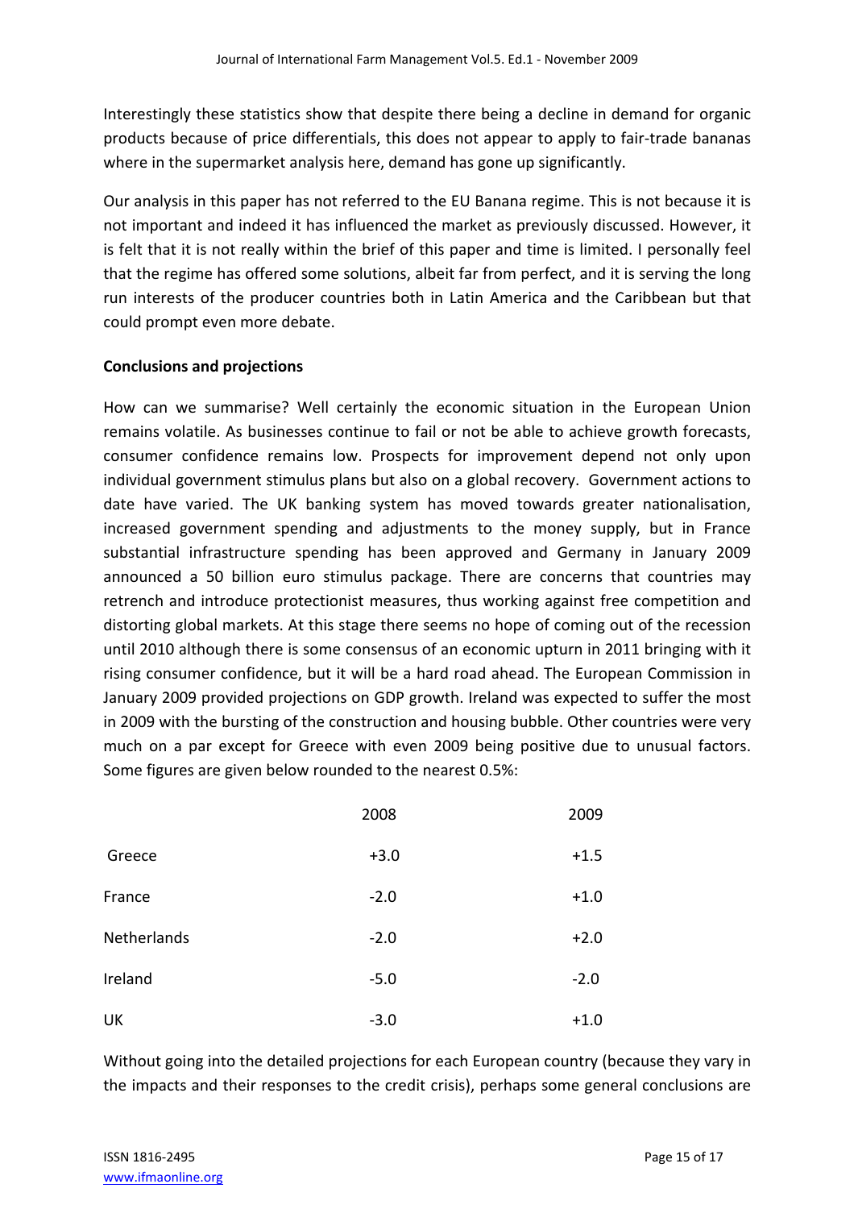Interestingly these statistics show that despite there being a decline in demand for organic products because of price differentials, this does not appear to apply to fair-trade bananas where in the supermarket analysis here, demand has gone up significantly.

Our analysis in this paper has not referred to the EU Banana regime. This is not because it is not important and indeed it has influenced the market as previously discussed. However, it is felt that it is not really within the brief of this paper and time is limited. I personally feel that the regime has offered some solutions, albeit far from perfect, and it is serving the long run interests of the producer countries both in Latin America and the Caribbean but that could prompt even more debate.

**Conclusions and projections**

How can we summarise? Well certainly the economic situation in the European Union remains volatile. As businesses continue to fail or not be able to achieve growth forecasts, consumer confidence remains low. Prospects for improvement depend not only upon individual government stimulus plans but also on a global recovery. Government actions to date have varied. The UK banking system has moved towards greater nationalisation, increased government spending and adjustments to the money supply, but in France substantial infrastructure spending has been approved and Germany in January 2009 announced a 50 billion euro stimulus package. There are concerns that countries may retrench and introduce protectionist measures, thus working against free competition and distorting global markets. At this stage there seems no hope of coming out of the recession until 2010 although there is some consensus of an economic upturn in 2011 bringing with it rising consumer confidence, but it will be a hard road ahead. The European Commission in January 2009 provided projections on GDP growth. Ireland was expected to suffer the most in 2009 with the bursting of the construction and housing bubble. Other countries were very much on a par except for Greece with even 2009 being positive due to unusual factors. Some figures are given below rounded to the nearest 0.5%:

| | 2008 | 2009 |
|---|---|---|
| Greece | +3.0 | +1.5 |
| France | -2.0 | +1.0 |
| Netherlands | -2.0 | +2.0 |
| Ireland | -5.0 | -2.0 |
| UK | -3.0 | +1.0 |

Without going into the detailed projections for each European country (because they vary in the impacts and their responses to the credit crisis), perhaps some general conclusions are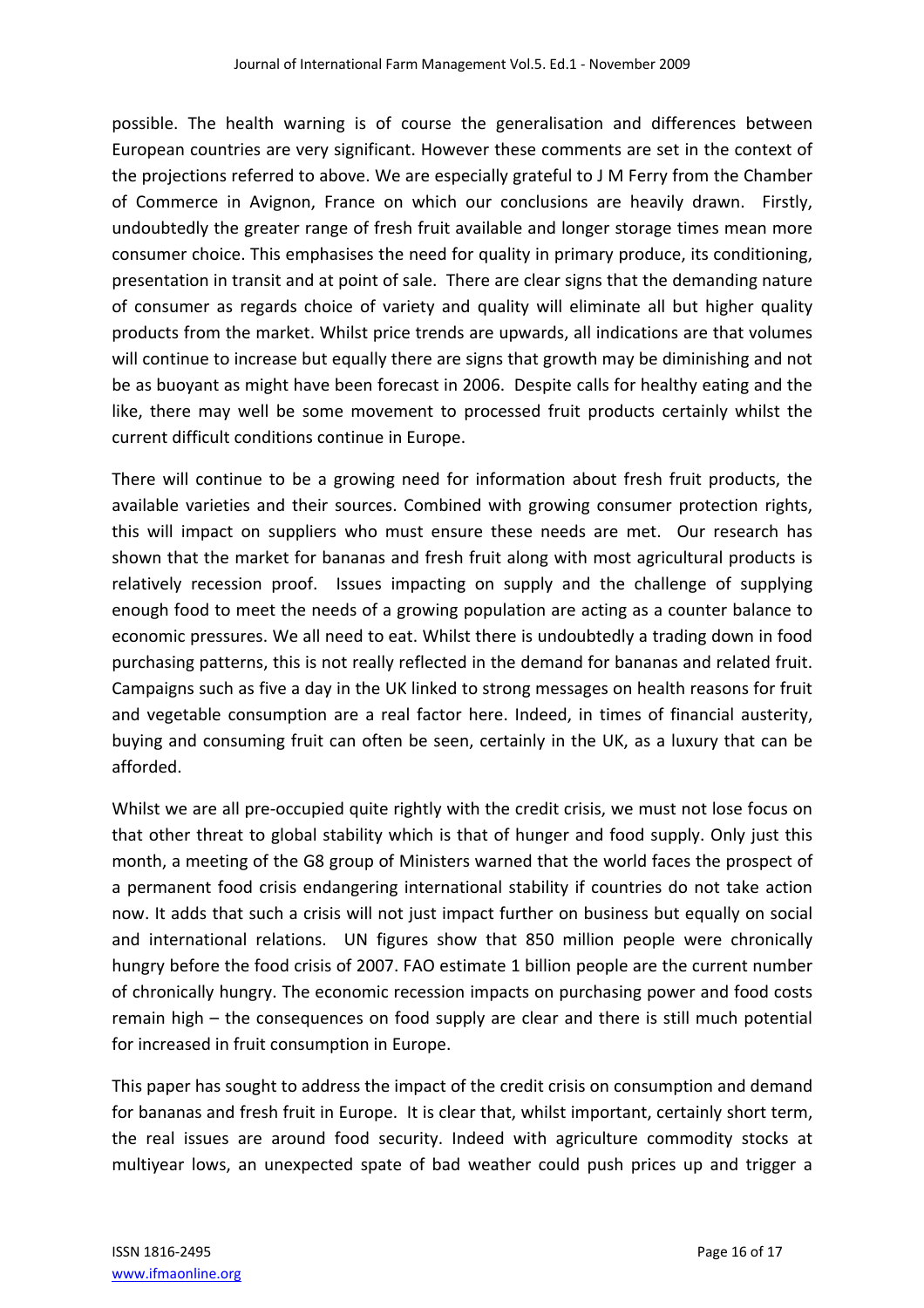possible. The health warning is of course the generalisation and differences between European countries are very significant. However these comments are set in the context of the projections referred to above. We are especially grateful to J M Ferry from the Chamber of Commerce in Avignon, France on which our conclusions are heavily drawn. Firstly, undoubtedly the greater range of fresh fruit available and longer storage times mean more consumer choice. This emphasises the need for quality in primary produce, its conditioning, presentation in transit and at point of sale. There are clear signs that the demanding nature of consumer as regards choice of variety and quality will eliminate all but higher quality products from the market. Whilst price trends are upwards, all indications are that volumes will continue to increase but equally there are signs that growth may be diminishing and not be as buoyant as might have been forecast in 2006. Despite calls for healthy eating and the like, there may well be some movement to processed fruit products certainly whilst the current difficult conditions continue in Europe.

There will continue to be a growing need for information about fresh fruit products, the available varieties and their sources. Combined with growing consumer protection rights, this will impact on suppliers who must ensure these needs are met. Our research has shown that the market for bananas and fresh fruit along with most agricultural products is relatively recession proof. Issues impacting on supply and the challenge of supplying enough food to meet the needs of a growing population are acting as a counter balance to economic pressures. We all need to eat. Whilst there is undoubtedly a trading down in food purchasing patterns, this is not really reflected in the demand for bananas and related fruit. Campaigns such as five a day in the UK linked to strong messages on health reasons for fruit and vegetable consumption are a real factor here. Indeed, in times of financial austerity, buying and consuming fruit can often be seen, certainly in the UK, as a luxury that can be afforded.

Whilst we are all pre-occupied quite rightly with the credit crisis, we must not lose focus on that other threat to global stability which is that of hunger and food supply. Only just this month, a meeting of the G8 group of Ministers warned that the world faces the prospect of a permanent food crisis endangering international stability if countries do not take action now. It adds that such a crisis will not just impact further on business but equally on social and international relations. UN figures show that 850 million people were chronically hungry before the food crisis of 2007. FAO estimate 1 billion people are the current number of chronically hungry. The economic recession impacts on purchasing power and food costs remain high – the consequences on food supply are clear and there is still much potential for increased in fruit consumption in Europe.

This paper has sought to address the impact of the credit crisis on consumption and demand for bananas and fresh fruit in Europe. It is clear that, whilst important, certainly short term, the real issues are around food security. Indeed with agriculture commodity stocks at multiyear lows, an unexpected spate of bad weather could push prices up and trigger a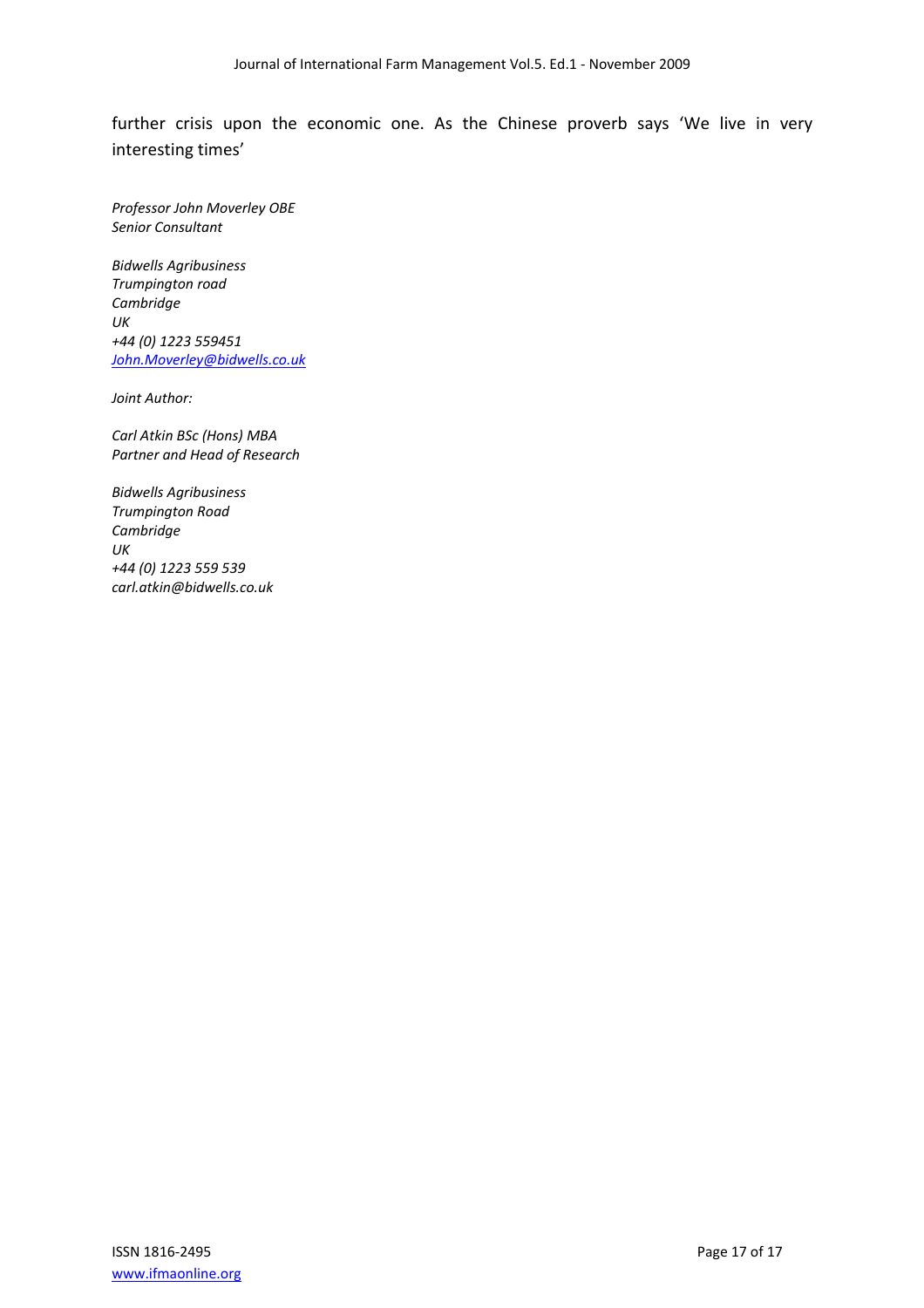further crisis upon the economic one. As the Chinese proverb says 'We live in very interesting times'

*Professor John Moverley OBE*
*Senior Consultant*

*Bidwells Agribusiness*
*Trumpington road*
*Cambridge*
*UK*
*+44 (0) 1223 559451*
*John.Moverley@bidwells.co.uk*

*Joint Author:*

*Carl Atkin BSc (Hons) MBA*
*Partner and Head of Research*

*Bidwells Agribusiness*
*Trumpington Road*
*Cambridge*
*UK*
*+44 (0) 1223 559 539*
*carl.atkin@bidwells.co.uk*